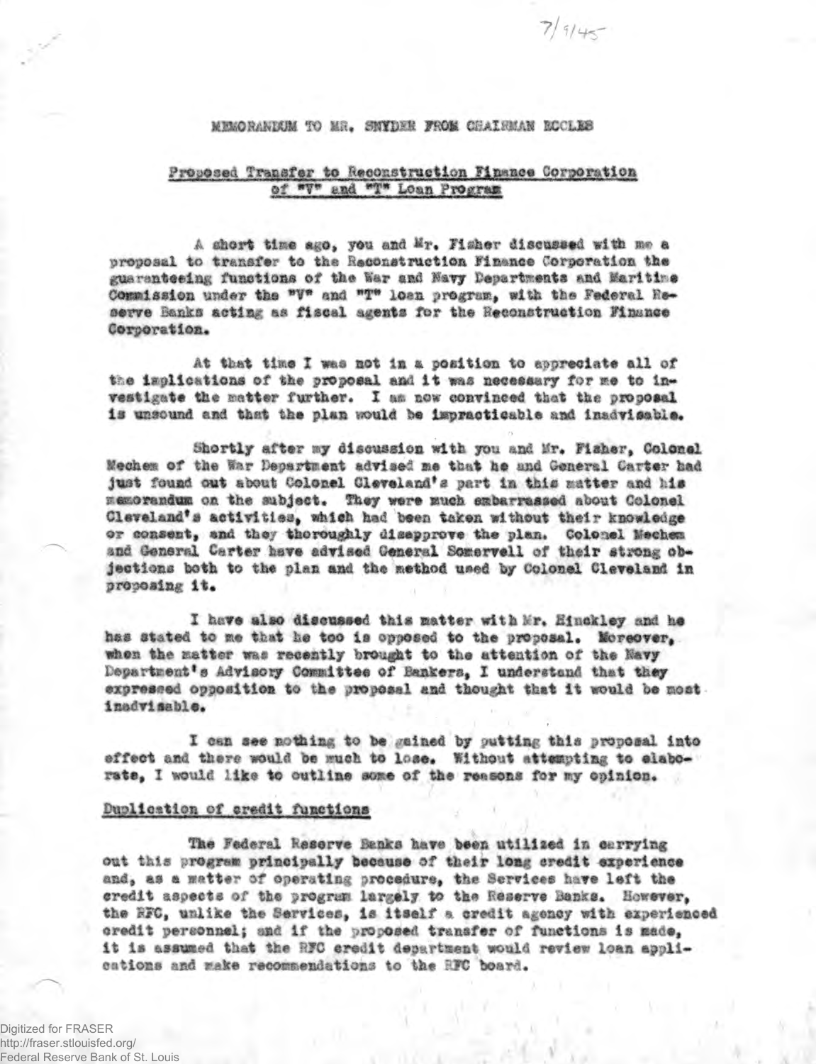7/9/45

MEMORANDUM TO MR. SNYDER FROM CHAIRMAN ECCLES

Proposed Transfer to Reconstruction Finance Corporation of "V" and "T" Loan Program

A short time ago, you and Mr. Fisher discussed with me a proposal to transfer to the Reconstruction Finance Corporation the guaranteeing functions of the War and Navy Departments and Maritime Commission under the "V" and "T" loan program, with the Federal Reserve Banks acting as fiscal agents for the Reconstruction Finance Corporation.

At that time I was not in a position to appreciate all of the implications of the proposal and it was necessary for me to investigate the matter further. I am now convinced that the proposal is unsound and that the plan would be impracticable and inadvisable.

Shortly after my discussion with you and Mr. Fisher, Colonel Mechem of the War Department advised me that he and General Carter had just found out about Colonel Cleveland's part in this matter and his memorandum on the subject. They were much embarrassed about Colonel Cleveland's activities, which had been taken without their knowledge or consent, and they thoroughly disapprove the plan. Colonel Mechem and General Carter have advised General Somervell of their strong objections both to the plan and the method used by Colonel Cleveland in proposing it.

I have also discussed this matter with Mr. Hinckley and he has stated to me that he too is opposed to the proposal. Moreover, when the matter was recently brought to the attention of the Navy Department's Advisory Committee of Bankers, I understand that they expressed opposition to the proposal and thought that it would be most inadvisable.

I can see nothing to be gained by putting this proposal into effect and there would be much to lose. Without attempting to elaborate, I would like to outline some of the reasons for my opinion.

Duplication of credit functions

The Federal Reserve Banks have been utilized in carrying out this program principally because of their long credit experience and, as a matter of operating procedure, the Services have left the credit aspects of the program largely to the Reserve Banks. However, the RFC, unlike the Services, is itself a credit agency with experienced credit personnel; and if the proposed transfer of functions is made, it is assumed that the RFC credit department would review loan applications and make recommendations to the RFC board.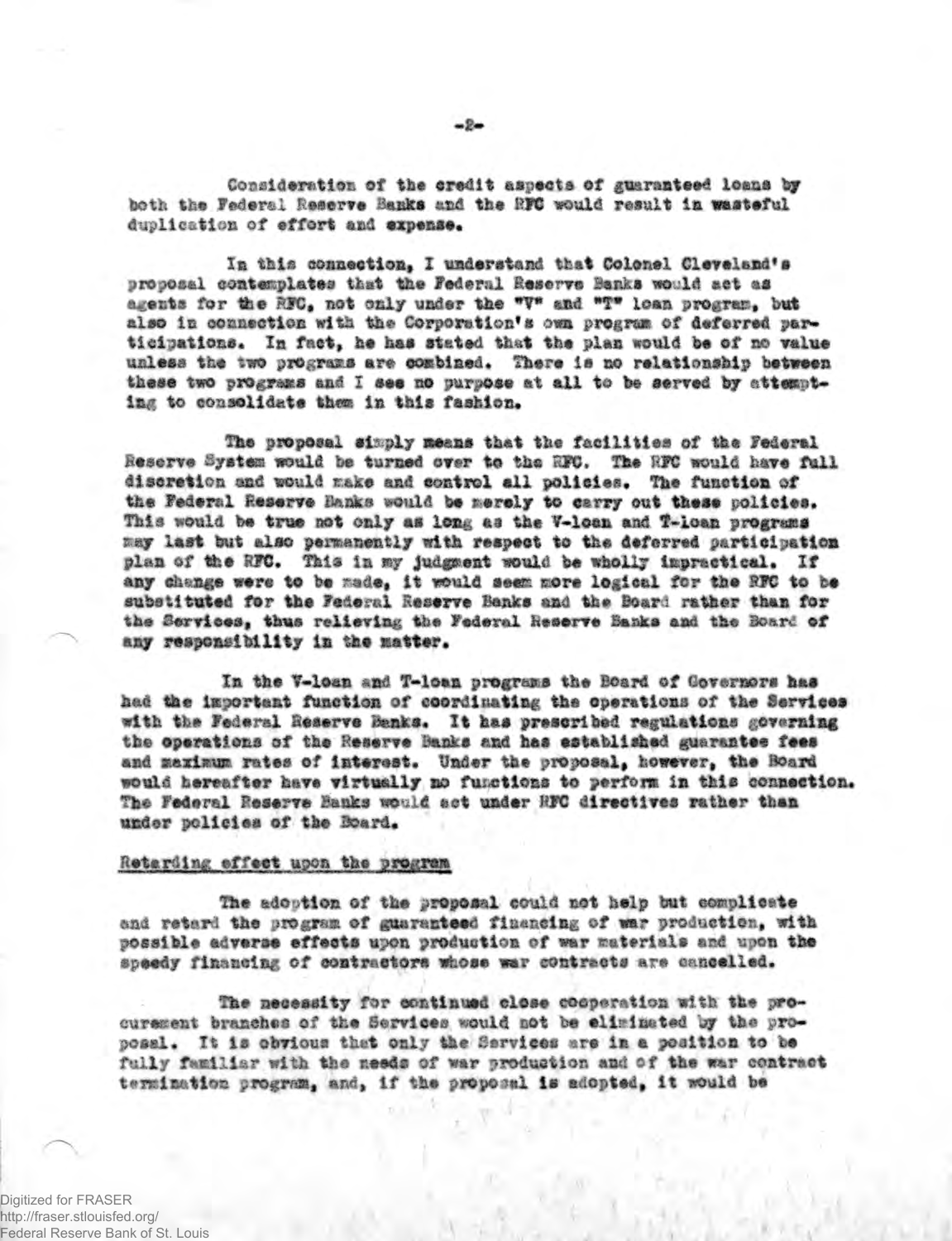Consideration of the credit aspects of guaranteed loans by both the Federal Reserve Banks and the RFC would result in wasteful duplication of effort and expense.

In this connection, I understand that Colonel Cleveland's proposal contemplates that the Federal Reserve Banks would act as agents for the RFC, not only under the "V" and "T" loan program, but also in connection with the Corporation's own program of deferred participations. In fact, he has stated that the plan would be of no value unless the two programs are combined. There is no relationship between these two programs and I see no purpose at all to be served by attempting to consolidate them in this fashion.

The proposal simply means that the facilities of the Federal Reserve System would be turned over to the RFC. The RFC would have full discretion and would make and control all policies. The function of the Federal Reserve Banks would be merely to carry out these policies. This would be true not only as long as the V-loan and T-loan programs may last but also permanently with respect to the deferred participation plan of the RFC. This in my judgment would be wholly impractical. If any change were to be made, it would seem more logical for the RFC to be substituted for the Federal Reserve Banks and the Board rather than for the Services, thus relieving the Federal Reserve Banks and the Board of any responsibility in the matter.

In the V-loan and T-loan programs the Board of Governors has had the important function of coordinating the operations of the Services with the Federal Reserve Banks. It has prescribed regulations governing the operations of the Reserve Banks and has established guarantee fees and maximum rates of interest. Under the proposal, however, the Board would hereafter have virtually no functions to perform in this connection. The Federal Reserve Banks would act under RFC directives rather than under policies of the Board.

Retarding effect upon the program

The adoption of the proposal could not help but complicate and retard the program of guaranteed financing of war production, with possible adverse effects upon production of war materials and upon the speedy financing of contractors whose war contracts are cancelled.

The necessity for continued close cooperation with the procurement branches of the Services would not be eliminated by the proposal. It is obvious that only the Services are in a position to be fully familiar with the needs of war production and of the war contract termination program, and, if the proposal is adopted, it would be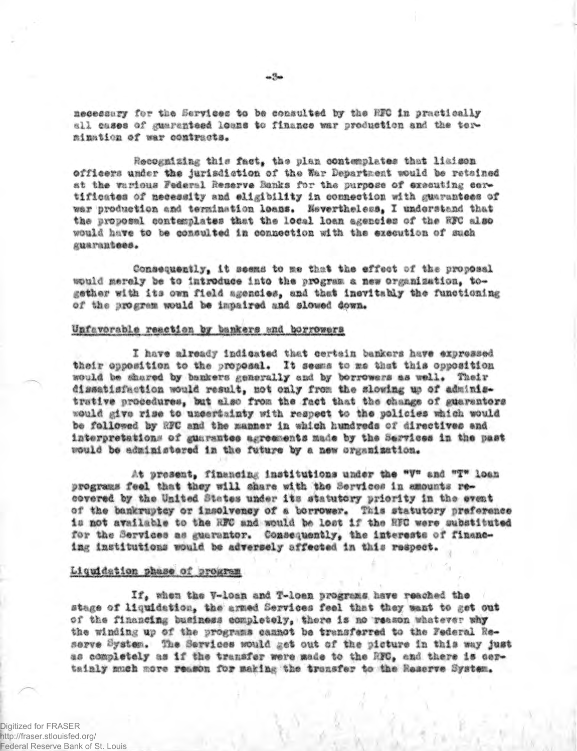necessary for the Services to be consulted by the RFC in practically all cases of guaranteed loans to finance war production and the termination of war contracts.

Recognizing this fact, the plan contemplates that liaison officers under the jurisdiction of the War Department would be retained at the various Federal Reserve Banks for the purpose of executing certificates of necessity and eligibility in connection with guarantees of war production and termination loans. Nevertheless, I understand that the proposal contemplates that the local loan agencies of the RFC also would have to be consulted in connection with the execution of such guarantees.

Consequently, it seems to me that the effect of the proposal would merely be to introduce into the program a new organization, together with its own field agencies, and that inevitably the functioning of the program would be impaired and slowed down.

Unfavorable reaction by bankers and borrowers

I have already indicated that certain bankers have expressed their opposition to the proposal. It seems to me that this opposition would be shared by bankers generally and by borrowers as well. Their dissatisfaction would result, not only from the slowing up of administrative procedures, but also from the fact that the change of guarantors would give rise to uncertainty with respect to the policies which would be followed by RFC and the manner in which hundreds of directives and interpretations of guarantee agreements made by the Services in the past would be administered in the future by a new organization.

At present, financing institutions under the "V" and "T" loan programs feel that they will share with the Services in amounts recovered by the United States under its statutory priority in the event of the bankruptcy or insolvency of a borrower. This statutory preference is not available to the RFC and would be lost if the RFC were substituted for the Services as guarantor. Consequently, the interests of financing institutions would be adversely affected in this respect.

Liquidation phase of program

If, when the V-loan and T-loan programs have reached the stage of liquidation, the armed Services feel that they want to get out of the financing business completely, there is no reason whatever why the winding up of the programs cannot be transferred to the Federal Reserve System. The Services would get out of the picture in this way just as completely as if the transfer were made to the RFC, and there is certainly much more reason for making the transfer to the Reserve System.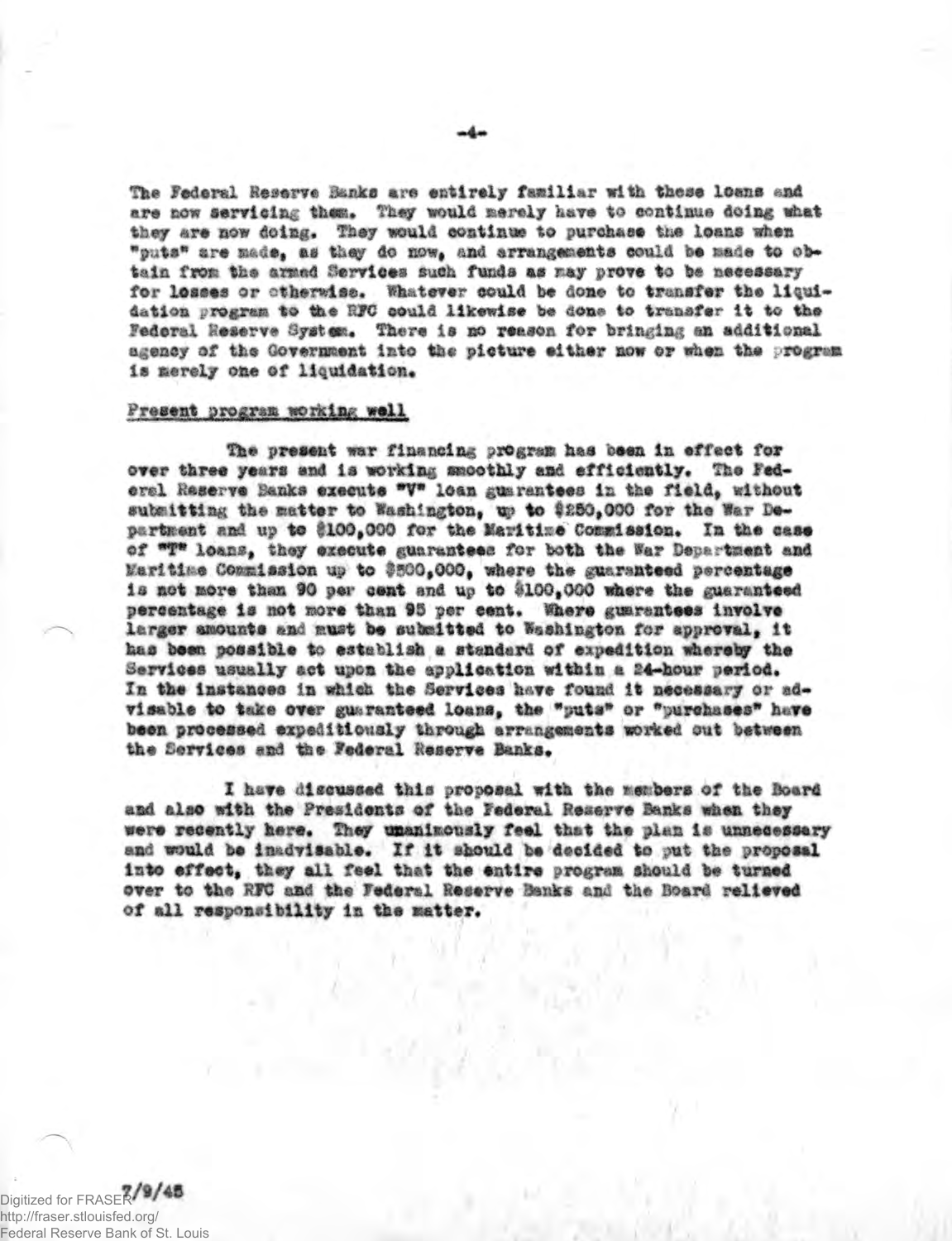The Federal Reserve Banks are entirely familiar with these loans and are now servicing them. They would merely have to continue doing what they are now doing. They would continue to purchase the loans when "puts" are made, as they do now, and arrangements could be made to obtain from the armed Services such funds as may prove to be necessary for losses or otherwise. Whatever could be done to transfer the liquidation program to the RFC could likewise be done to transfer it to the Federal Reserve System. There is no reason for bringing an additional agency of the Government into the picture either now or when the program is merely one of liquidation.

Present program working well

The present war financing program has been in effect for over three years and is working smoothly and efficiently. The Federal Reserve Banks execute "V" loan guarantees in the field, without submitting the matter to Washington, up to $250,000 for the War Department and up to $100,000 for the Maritime Commission. In the case of "T" loans, they execute guarantees for both the War Department and Maritime Commission up to $500,000, where the guaranteed percentage is not more than 90 per cent and up to $100,000 where the guaranteed percentage is not more than 95 per cent. Where guarantees involve larger amounts and must be submitted to Washington for approval, it has been possible to establish a standard of expedition whereby the Services usually act upon the application within a 24-hour period. In the instances in which the Services have found it necessary or advisable to take over guaranteed loans, the "puts" or "purchases" have been processed expeditiously through arrangements worked out between the Services and the Federal Reserve Banks.

I have discussed this proposal with the members of the Board and also with the Presidents of the Federal Reserve Banks when they were recently here. They unanimously feel that the plan is unnecessary and would be inadvisable. If it should be decided to put the proposal into effect, they all feel that the entire program should be turned over to the RFC and the Federal Reserve Banks and the Board relieved of all responsibility in the matter.

7/9/45